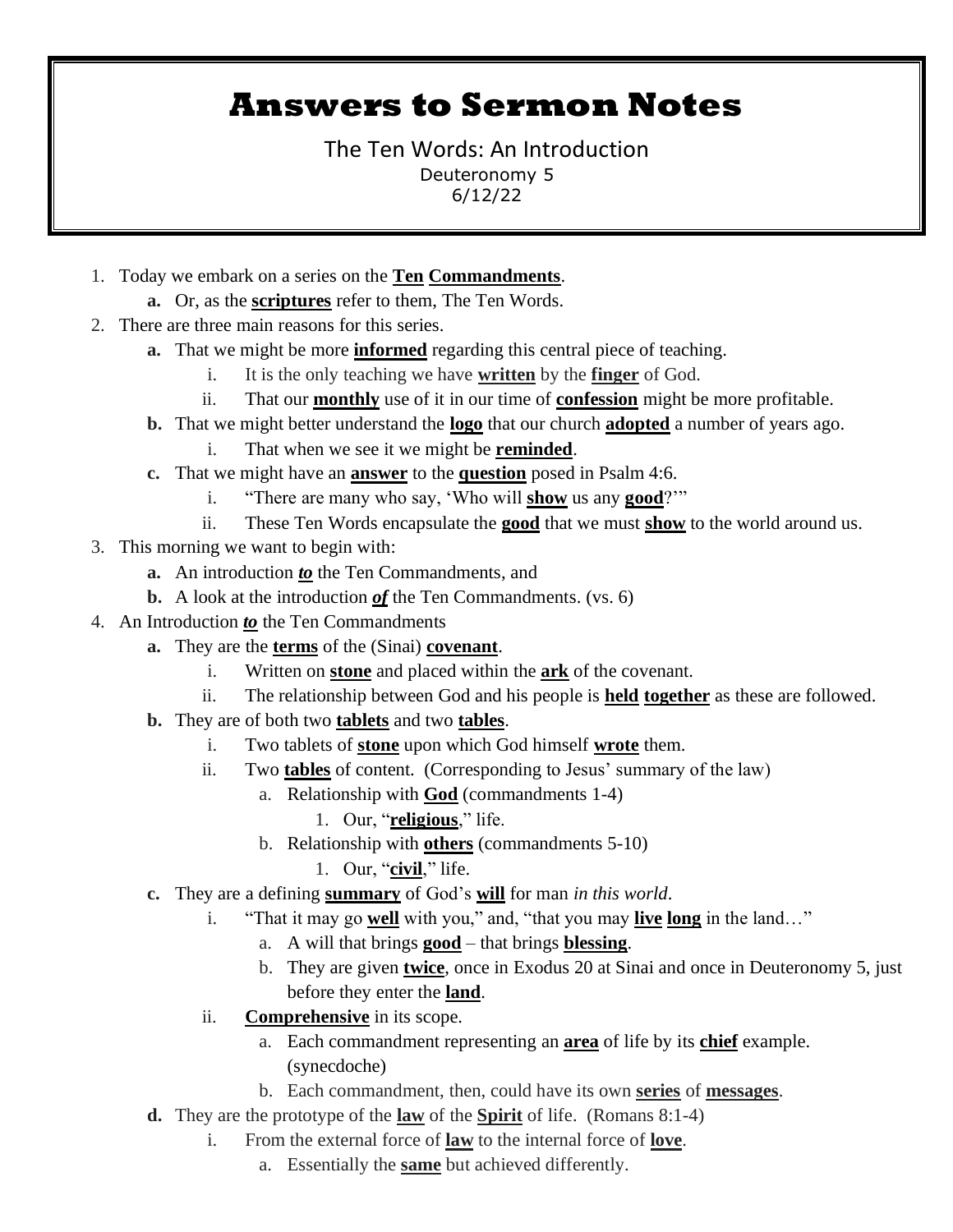# Answers to Sermon Notes

The Ten Words: An Introduction

Deuteronomy 5

6/12/22

1. Today we embark on a series on the **Ten Commandments**.
   - **a.** Or, as the **scriptures** refer to them, The Ten Words.
2. There are three main reasons for this series.
   - **a.** That we might be more **informed** regarding this central piece of teaching.
     - i. It is the only teaching we have **written** by the **finger** of God.
     - ii. That our **monthly** use of it in our time of **confession** might be more profitable.
   - **b.** That we might better understand the **logo** that our church **adopted** a number of years ago.
     - i. That when we see it we might be **reminded**.
   - **c.** That we might have an **answer** to the **question** posed in Psalm 4:6.
     - i. "There are many who say, 'Who will **show** us any **good**?'"
     - ii. These Ten Words encapsulate the **good** that we must **show** to the world around us.
3. This morning we want to begin with:
   - **a.** An introduction ***to*** the Ten Commandments, and
   - **b.** A look at the introduction ***of*** the Ten Commandments. (vs. 6)
4. An Introduction ***to*** the Ten Commandments
   - **a.** They are the **terms** of the (Sinai) **covenant**.
     - i. Written on **stone** and placed within the **ark** of the covenant.
     - ii. The relationship between God and his people is **held together** as these are followed.
   - **b.** They are of both two **tablets** and two **tables**.
     - i. Two tablets of **stone** upon which God himself **wrote** them.
     - ii. Two **tables** of content. (Corresponding to Jesus' summary of the law)
       - a. Relationship with **God** (commandments 1-4)
         1. Our, "**religious**," life.
       - b. Relationship with **others** (commandments 5-10)
         1. Our, "**civil**," life.
   - **c.** They are a defining **summary** of God's **will** for man *in this world*.
     - i. "That it may go **well** with you," and, "that you may **live long** in the land…"
       - a. A will that brings **good** – that brings **blessing**.
       - b. They are given **twice**, once in Exodus 20 at Sinai and once in Deuteronomy 5, just before they enter the **land**.
     - ii. **Comprehensive** in its scope.
       - a. Each commandment representing an **area** of life by its **chief** example. (synecdoche)
       - b. Each commandment, then, could have its own **series** of **messages**.
   - **d.** They are the prototype of the **law** of the **Spirit** of life. (Romans 8:1-4)
     - i. From the external force of **law** to the internal force of **love**.
       - a. Essentially the **same** but achieved differently.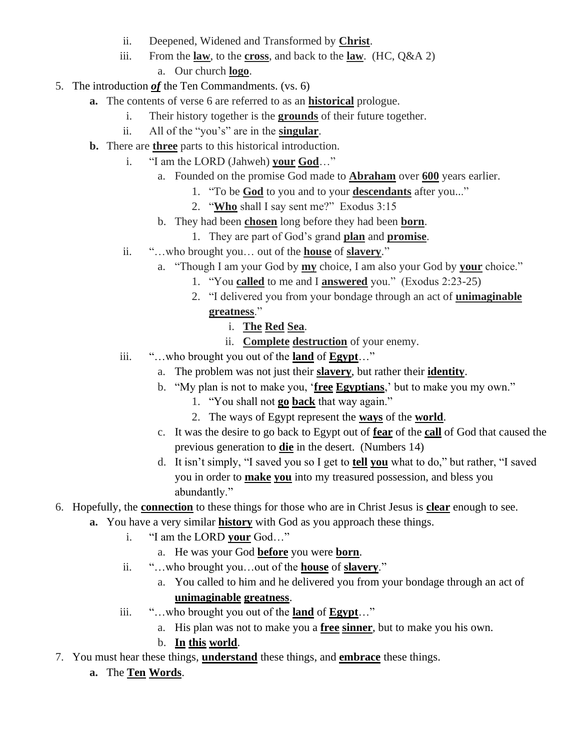ii. Deepened, Widened and Transformed by **<u>Christ</u>**.
   iii. From the **<u>law</u>**, to the **<u>cross</u>**, and back to the **<u>law</u>**. (HC, Q&A 2)
      a. Our church **<u>logo</u>**.

5. The introduction ***<u>of</u>*** the Ten Commandments. (vs. 6)
   **a.** The contents of verse 6 are referred to as an **<u>historical</u>** prologue.
      i. Their history together is the **<u>grounds</u>** of their future together.
      ii. All of the "you's" are in the **<u>singular</u>**.
   **b.** There are **<u>three</u>** parts to this historical introduction.
      i. "I am the LORD (Jahweh) **<u>your</u> <u>God</u>**…"
         a. Founded on the promise God made to **<u>Abraham</u>** over **<u>600</u>** years earlier.
            1. "To be **<u>God</u>** to you and to your **<u>descendants</u>** after you..."
            2. "**<u>Who</u>** shall I say sent me?" Exodus 3:15
         b. They had been **<u>chosen</u>** long before they had been **<u>born</u>**.
            1. They are part of God's grand **<u>plan</u>** and **<u>promise</u>**.
      ii. "…who brought you… out of the **<u>house</u>** of **<u>slavery</u>**."
         a. "Though I am your God by **<u>my</u>** choice, I am also your God by **<u>your</u>** choice."
            1. "You **<u>called</u>** to me and I **<u>answered</u>** you." (Exodus 2:23-25)
            2. "I delivered you from your bondage through an act of **<u>unimaginable</u> <u>greatness</u>**."
               i. **<u>The</u> <u>Red</u> <u>Sea</u>**.
               ii. **<u>Complete</u> <u>destruction</u>** of your enemy.
      iii. "…who brought you out of the **<u>land</u>** of **<u>Egypt</u>**…"
         a. The problem was not just their **<u>slavery</u>**, but rather their **<u>identity</u>**.
         b. "My plan is not to make you, '**<u>free</u> <u>Egyptians</u>**,' but to make you my own."
            1. "You shall not **<u>go</u> <u>back</u>** that way again."
            2. The ways of Egypt represent the **<u>ways</u>** of the **<u>world</u>**.
         c. It was the desire to go back to Egypt out of **<u>fear</u>** of the **<u>call</u>** of God that caused the previous generation to **<u>die</u>** in the desert. (Numbers 14)
         d. It isn't simply, "I saved you so I get to **<u>tell</u> <u>you</u>** what to do," but rather, "I saved you in order to **<u>make</u> <u>you</u>** into my treasured possession, and bless you abundantly."

6. Hopefully, the **<u>connection</u>** to these things for those who are in Christ Jesus is **<u>clear</u>** enough to see.
   **a.** You have a very similar **<u>history</u>** with God as you approach these things.
      i. "I am the LORD **<u>your</u>** God…"
         a. He was your God **<u>before</u>** you were **<u>born</u>**.
      ii. "…who brought you…out of the **<u>house</u>** of **<u>slavery</u>**."
         a. You called to him and he delivered you from your bondage through an act of **<u>unimaginable</u> <u>greatness</u>**.
      iii. "…who brought you out of the **<u>land</u>** of **<u>Egypt</u>**…"
         a. His plan was not to make you a **<u>free</u> <u>sinner</u>**, but to make you his own.
         b. **<u>In</u> <u>this</u> <u>world</u>**.

7. You must hear these things, **<u>understand</u>** these things, and **<u>embrace</u>** these things.
   **a.** The **<u>Ten</u> <u>Words</u>**.